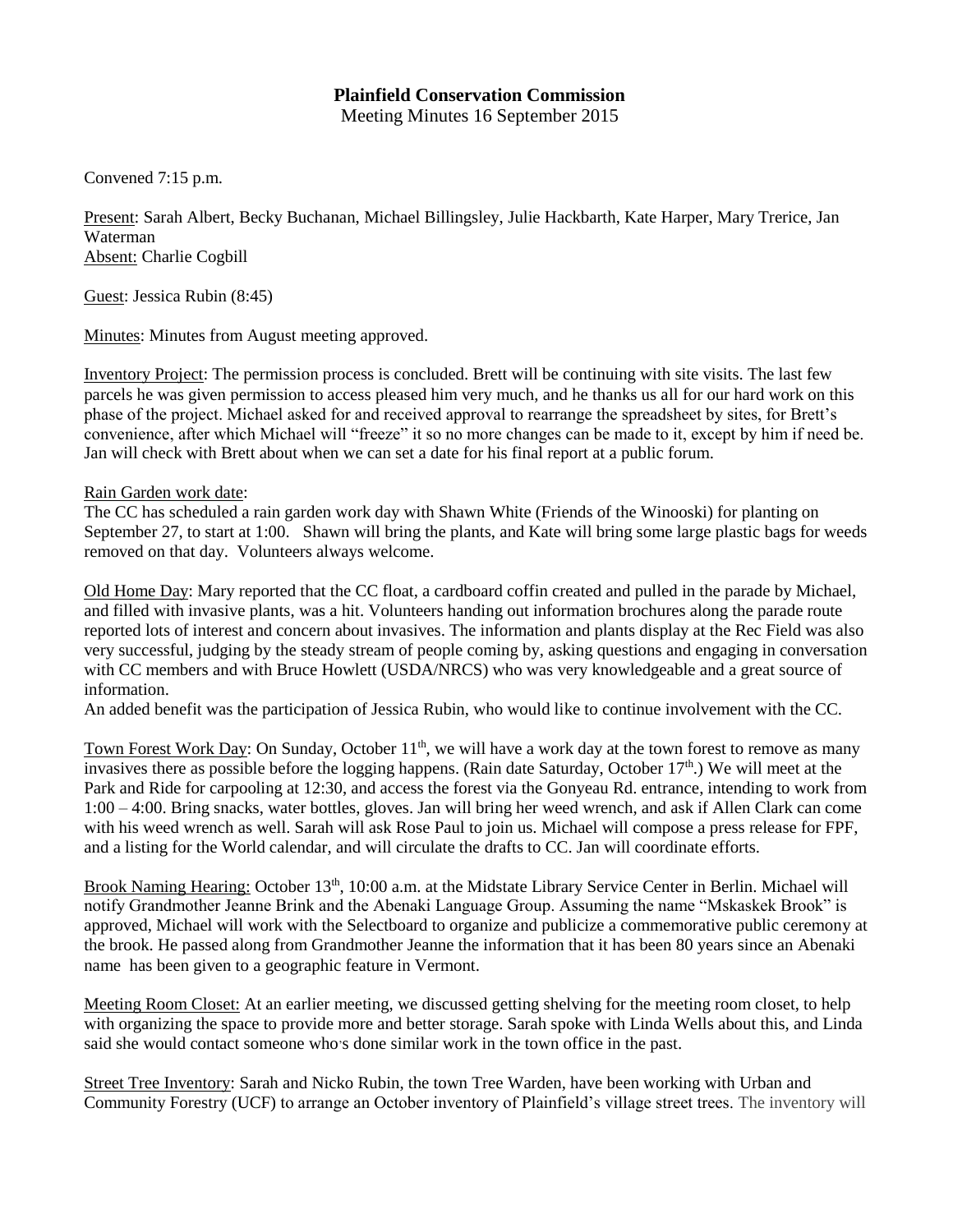# Plainfield Conservation Commission

Meeting Minutes 16 September 2015

Convened 7:15 p.m.

Present: Sarah Albert, Becky Buchanan, Michael Billingsley, Julie Hackbarth, Kate Harper, Mary Trerice, Jan Waterman
Absent: Charlie Cogbill

Guest: Jessica Rubin (8:45)

Minutes: Minutes from August meeting approved.

Inventory Project: The permission process is concluded. Brett will be continuing with site visits. The last few parcels he was given permission to access pleased him very much, and he thanks us all for our hard work on this phase of the project. Michael asked for and received approval to rearrange the spreadsheet by sites, for Brett's convenience, after which Michael will "freeze" it so no more changes can be made to it, except by him if need be. Jan will check with Brett about when we can set a date for his final report at a public forum.

Rain Garden work date:
The CC has scheduled a rain garden work day with Shawn White (Friends of the Winooski) for planting on September 27, to start at 1:00. Shawn will bring the plants, and Kate will bring some large plastic bags for weeds removed on that day. Volunteers always welcome.

Old Home Day: Mary reported that the CC float, a cardboard coffin created and pulled in the parade by Michael, and filled with invasive plants, was a hit. Volunteers handing out information brochures along the parade route reported lots of interest and concern about invasives. The information and plants display at the Rec Field was also very successful, judging by the steady stream of people coming by, asking questions and engaging in conversation with CC members and with Bruce Howlett (USDA/NRCS) who was very knowledgeable and a great source of information.
An added benefit was the participation of Jessica Rubin, who would like to continue involvement with the CC.

Town Forest Work Day: On Sunday, October 11th, we will have a work day at the town forest to remove as many invasives there as possible before the logging happens. (Rain date Saturday, October 17th.) We will meet at the Park and Ride for carpooling at 12:30, and access the forest via the Gonyeau Rd. entrance, intending to work from 1:00 – 4:00. Bring snacks, water bottles, gloves. Jan will bring her weed wrench, and ask if Allen Clark can come with his weed wrench as well. Sarah will ask Rose Paul to join us. Michael will compose a press release for FPF, and a listing for the World calendar, and will circulate the drafts to CC. Jan will coordinate efforts.

Brook Naming Hearing: October 13th, 10:00 a.m. at the Midstate Library Service Center in Berlin. Michael will notify Grandmother Jeanne Brink and the Abenaki Language Group. Assuming the name "Mskaskek Brook" is approved, Michael will work with the Selectboard to organize and publicize a commemorative public ceremony at the brook. He passed along from Grandmother Jeanne the information that it has been 80 years since an Abenaki name has been given to a geographic feature in Vermont.

Meeting Room Closet: At an earlier meeting, we discussed getting shelving for the meeting room closet, to help with organizing the space to provide more and better storage. Sarah spoke with Linda Wells about this, and Linda said she would contact someone who's done similar work in the town office in the past.

Street Tree Inventory: Sarah and Nicko Rubin, the town Tree Warden, have been working with Urban and Community Forestry (UCF) to arrange an October inventory of Plainfield's village street trees. The inventory will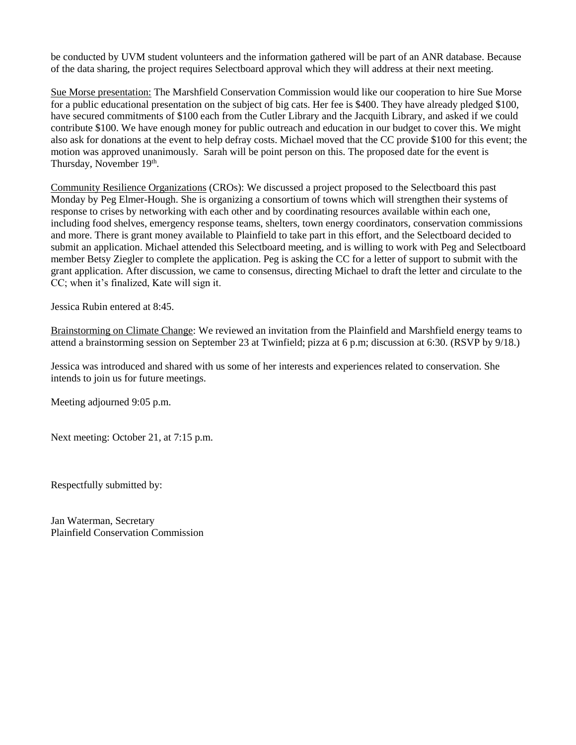be conducted by UVM student volunteers and the information gathered will be part of an ANR database. Because of the data sharing, the project requires Selectboard approval which they will address at their next meeting.

<u>Sue Morse presentation:</u> The Marshfield Conservation Commission would like our cooperation to hire Sue Morse for a public educational presentation on the subject of big cats. Her fee is $400. They have already pledged $100, have secured commitments of $100 each from the Cutler Library and the Jacquith Library, and asked if we could contribute $100. We have enough money for public outreach and education in our budget to cover this. We might also ask for donations at the event to help defray costs. Michael moved that the CC provide $100 for this event; the motion was approved unanimously. Sarah will be point person on this. The proposed date for the event is Thursday, November 19th.

<u>Community Resilience Organizations</u> (CROs): We discussed a project proposed to the Selectboard this past Monday by Peg Elmer-Hough. She is organizing a consortium of towns which will strengthen their systems of response to crises by networking with each other and by coordinating resources available within each one, including food shelves, emergency response teams, shelters, town energy coordinators, conservation commissions and more. There is grant money available to Plainfield to take part in this effort, and the Selectboard decided to submit an application. Michael attended this Selectboard meeting, and is willing to work with Peg and Selectboard member Betsy Ziegler to complete the application. Peg is asking the CC for a letter of support to submit with the grant application. After discussion, we came to consensus, directing Michael to draft the letter and circulate to the CC; when it's finalized, Kate will sign it.

Jessica Rubin entered at 8:45.

<u>Brainstorming on Climate Change</u>: We reviewed an invitation from the Plainfield and Marshfield energy teams to attend a brainstorming session on September 23 at Twinfield; pizza at 6 p.m; discussion at 6:30. (RSVP by 9/18.)

Jessica was introduced and shared with us some of her interests and experiences related to conservation. She intends to join us for future meetings.

Meeting adjourned 9:05 p.m.

Next meeting: October 21, at 7:15 p.m.

Respectfully submitted by:

Jan Waterman, Secretary
Plainfield Conservation Commission